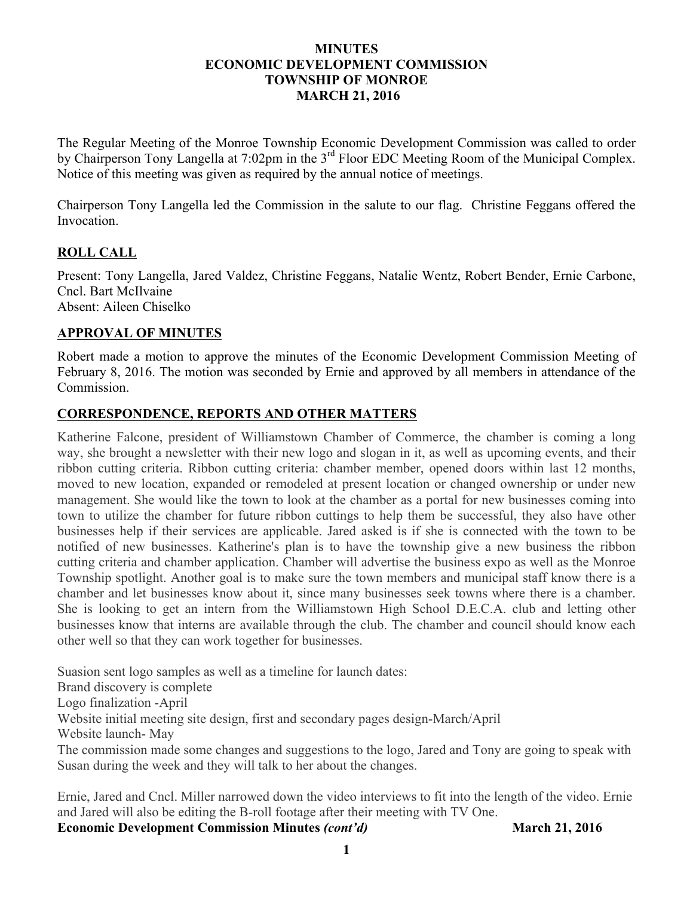# MINUTES
# ECONOMIC DEVELOPMENT COMMISSION
# TOWNSHIP OF MONROE
# MARCH 21, 2016

The Regular Meeting of the Monroe Township Economic Development Commission was called to order by Chairperson Tony Langella at 7:02pm in the 3rd Floor EDC Meeting Room of the Municipal Complex. Notice of this meeting was given as required by the annual notice of meetings.

Chairperson Tony Langella led the Commission in the salute to our flag. Christine Feggans offered the Invocation.

## ROLL CALL

Present: Tony Langella, Jared Valdez, Christine Feggans, Natalie Wentz, Robert Bender, Ernie Carbone, Cncl. Bart McIlvaine
Absent: Aileen Chiselko

## APPROVAL OF MINUTES

Robert made a motion to approve the minutes of the Economic Development Commission Meeting of February 8, 2016. The motion was seconded by Ernie and approved by all members in attendance of the Commission.

## CORRESPONDENCE, REPORTS AND OTHER MATTERS

Katherine Falcone, president of Williamstown Chamber of Commerce, the chamber is coming a long way, she brought a newsletter with their new logo and slogan in it, as well as upcoming events, and their ribbon cutting criteria. Ribbon cutting criteria: chamber member, opened doors within last 12 months, moved to new location, expanded or remodeled at present location or changed ownership or under new management. She would like the town to look at the chamber as a portal for new businesses coming into town to utilize the chamber for future ribbon cuttings to help them be successful, they also have other businesses help if their services are applicable. Jared asked is if she is connected with the town to be notified of new businesses. Katherine's plan is to have the township give a new business the ribbon cutting criteria and chamber application. Chamber will advertise the business expo as well as the Monroe Township spotlight. Another goal is to make sure the town members and municipal staff know there is a chamber and let businesses know about it, since many businesses seek towns where there is a chamber. She is looking to get an intern from the Williamstown High School D.E.C.A. club and letting other businesses know that interns are available through the club. The chamber and council should know each other well so that they can work together for businesses.

Suasion sent logo samples as well as a timeline for launch dates:
Brand discovery is complete
Logo finalization -April
Website initial meeting site design, first and secondary pages design-March/April
Website launch- May
The commission made some changes and suggestions to the logo, Jared and Tony are going to speak with Susan during the week and they will talk to her about the changes.

Ernie, Jared and Cncl. Miller narrowed down the video interviews to fit into the length of the video. Ernie and Jared will also be editing the B-roll footage after their meeting with TV One.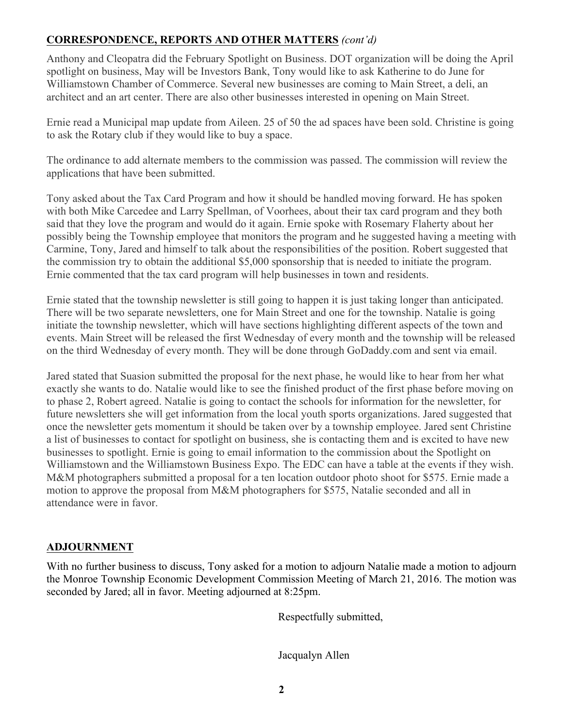## **CORRESPONDENCE, REPORTS AND OTHER MATTERS** *(cont'd)*

Anthony and Cleopatra did the February Spotlight on Business. DOT organization will be doing the April spotlight on business, May will be Investors Bank, Tony would like to ask Katherine to do June for Williamstown Chamber of Commerce. Several new businesses are coming to Main Street, a deli, an architect and an art center. There are also other businesses interested in opening on Main Street.

Ernie read a Municipal map update from Aileen. 25 of 50 the ad spaces have been sold. Christine is going to ask the Rotary club if they would like to buy a space.

The ordinance to add alternate members to the commission was passed. The commission will review the applications that have been submitted.

Tony asked about the Tax Card Program and how it should be handled moving forward. He has spoken with both Mike Carcedee and Larry Spellman, of Voorhees, about their tax card program and they both said that they love the program and would do it again. Ernie spoke with Rosemary Flaherty about her possibly being the Township employee that monitors the program and he suggested having a meeting with Carmine, Tony, Jared and himself to talk about the responsibilities of the position. Robert suggested that the commission try to obtain the additional $5,000 sponsorship that is needed to initiate the program. Ernie commented that the tax card program will help businesses in town and residents.

Ernie stated that the township newsletter is still going to happen it is just taking longer than anticipated. There will be two separate newsletters, one for Main Street and one for the township. Natalie is going initiate the township newsletter, which will have sections highlighting different aspects of the town and events. Main Street will be released the first Wednesday of every month and the township will be released on the third Wednesday of every month. They will be done through GoDaddy.com and sent via email.

Jared stated that Suasion submitted the proposal for the next phase, he would like to hear from her what exactly she wants to do. Natalie would like to see the finished product of the first phase before moving on to phase 2, Robert agreed. Natalie is going to contact the schools for information for the newsletter, for future newsletters she will get information from the local youth sports organizations. Jared suggested that once the newsletter gets momentum it should be taken over by a township employee. Jared sent Christine a list of businesses to contact for spotlight on business, she is contacting them and is excited to have new businesses to spotlight. Ernie is going to email information to the commission about the Spotlight on Williamstown and the Williamstown Business Expo. The EDC can have a table at the events if they wish. M&M photographers submitted a proposal for a ten location outdoor photo shoot for $575. Ernie made a motion to approve the proposal from M&M photographers for $575, Natalie seconded and all in attendance were in favor.

## **ADJOURNMENT**

With no further business to discuss, Tony asked for a motion to adjourn Natalie made a motion to adjourn the Monroe Township Economic Development Commission Meeting of March 21, 2016. The motion was seconded by Jared; all in favor. Meeting adjourned at 8:25pm.

Respectfully submitted,

Jacqualyn Allen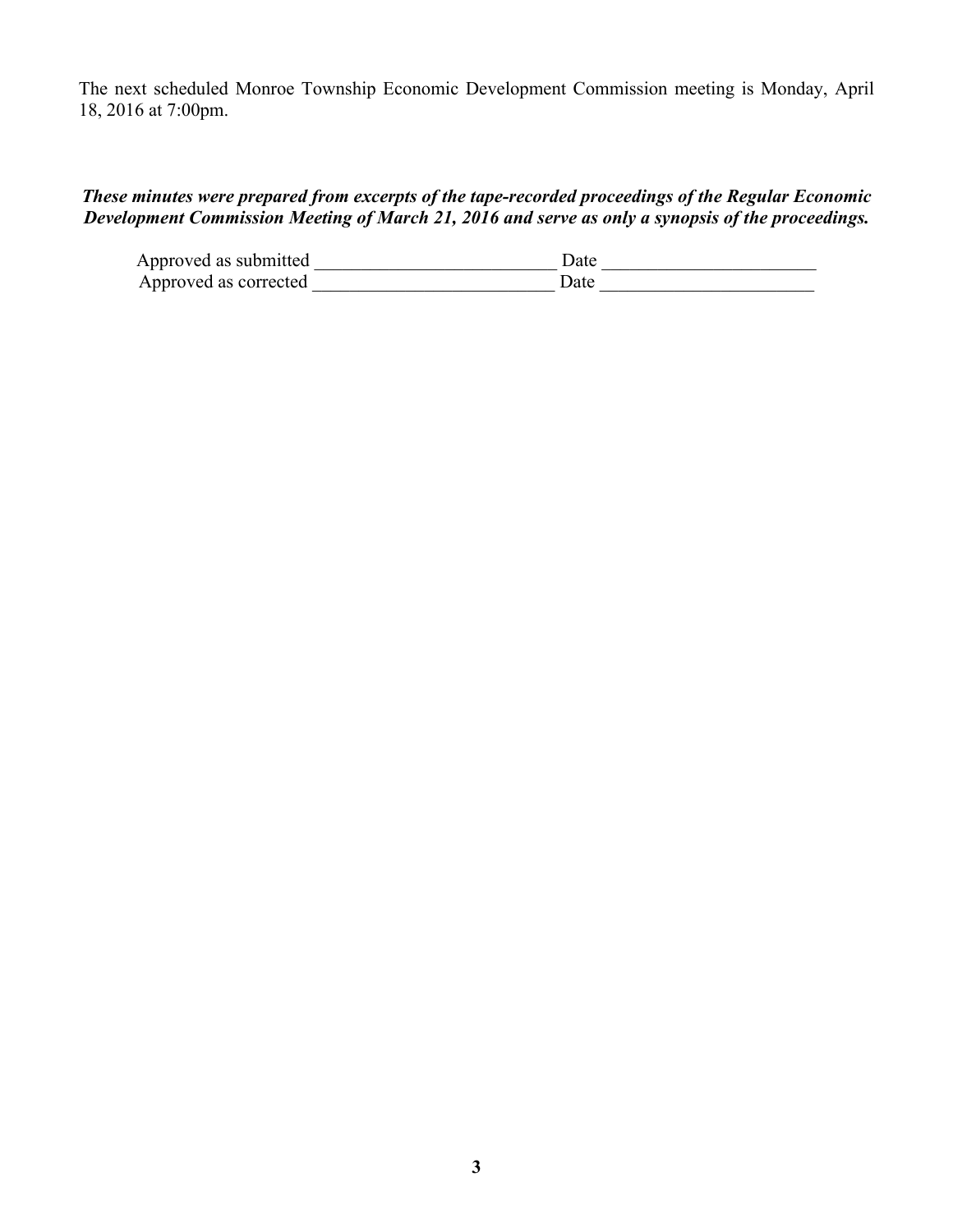The next scheduled Monroe Township Economic Development Commission meeting is Monday, April 18, 2016 at 7:00pm.

***These minutes were prepared from excerpts of the tape-recorded proceedings of the Regular Economic Development Commission Meeting of March 21, 2016 and serve as only a synopsis of the proceedings.***

Approved as submitted __________________________ Date _______________________

Approved as corrected __________________________ Date _______________________